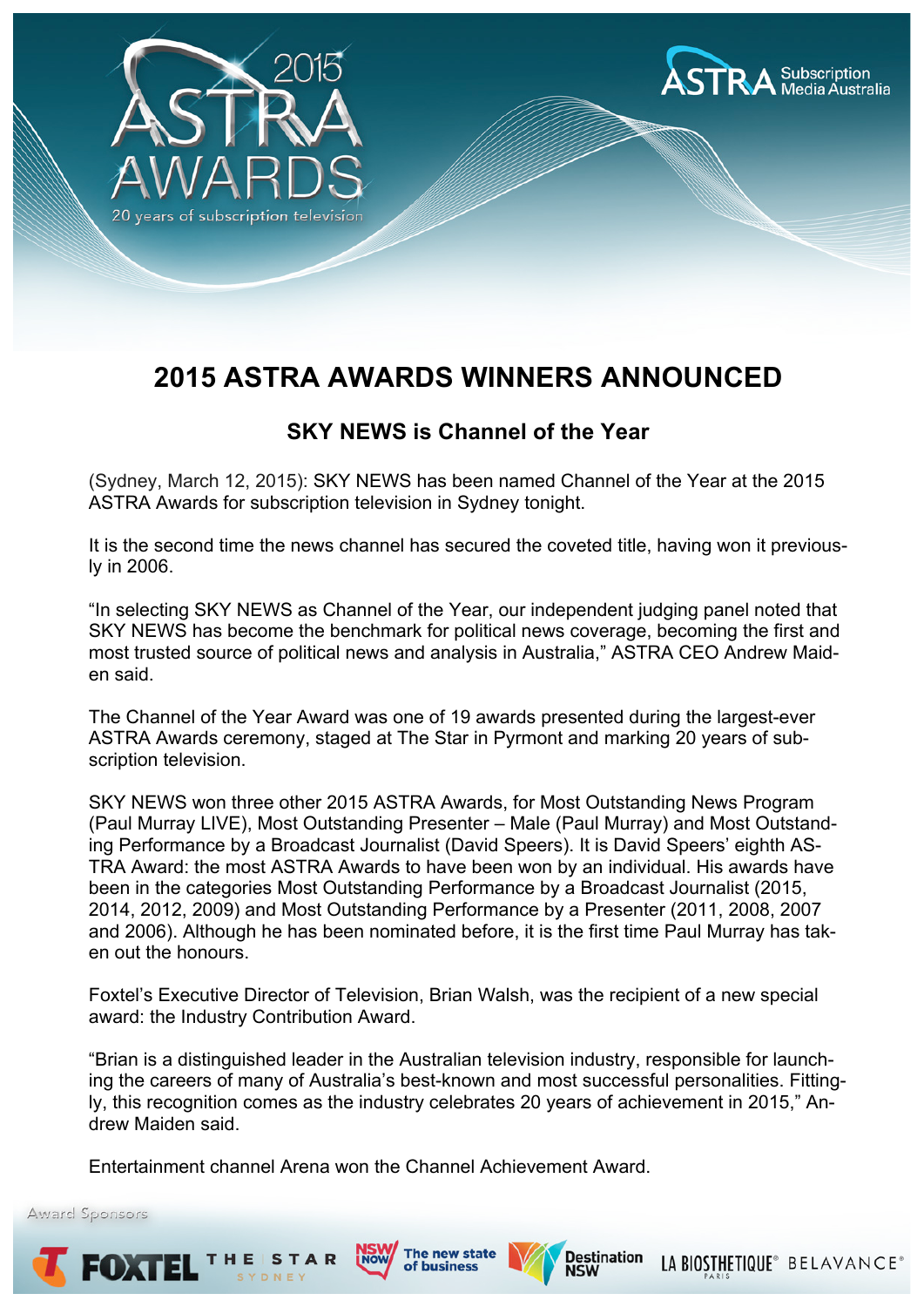# 2015 ASTRA AWARDS WINNERS ANNOUNCED

## SKY NEWS is Channel of the Year

(Sydney, March 12, 2015): SKY NEWS has been named Channel of the Year at the 2015 ASTRA Awards for subscription television in Sydney tonight.

It is the second time the news channel has secured the coveted title, having won it previously in 2006.

“In selecting SKY NEWS as Channel of the Year, our independent judging panel noted that SKY NEWS has become the benchmark for political news coverage, becoming the first and most trusted source of political news and analysis in Australia,” ASTRA CEO Andrew Maiden said.

The Channel of the Year Award was one of 19 awards presented during the largest-ever ASTRA Awards ceremony, staged at The Star in Pyrmont and marking 20 years of subscription television.

SKY NEWS won three other 2015 ASTRA Awards, for Most Outstanding News Program (Paul Murray LIVE), Most Outstanding Presenter – Male (Paul Murray) and Most Outstanding Performance by a Broadcast Journalist (David Speers). It is David Speers’ eighth ASTRA Award: the most ASTRA Awards to have been won by an individual. His awards have been in the categories Most Outstanding Performance by a Broadcast Journalist (2015, 2014, 2012, 2009) and Most Outstanding Performance by a Presenter (2011, 2008, 2007 and 2006). Although he has been nominated before, it is the first time Paul Murray has taken out the honours.

Foxtel’s Executive Director of Television, Brian Walsh, was the recipient of a new special award: the Industry Contribution Award.

“Brian is a distinguished leader in the Australian television industry, responsible for launching the careers of many of Australia’s best-known and most successful personalities. Fittingly, this recognition comes as the industry celebrates 20 years of achievement in 2015,” Andrew Maiden said.

Entertainment channel Arena won the Channel Achievement Award.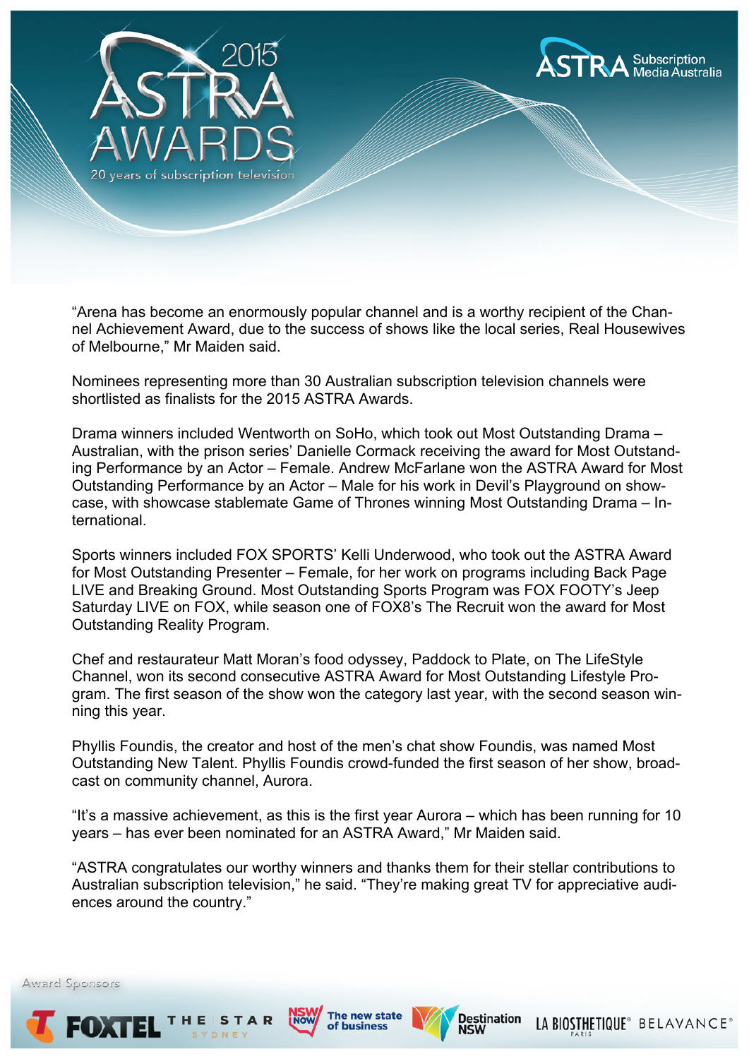"Arena has become an enormously popular channel and is a worthy recipient of the Channel Achievement Award, due to the success of shows like the local series, Real Housewives of Melbourne," Mr Maiden said.

Nominees representing more than 30 Australian subscription television channels were shortlisted as finalists for the 2015 ASTRA Awards.

Drama winners included Wentworth on SoHo, which took out Most Outstanding Drama – Australian, with the prison series' Danielle Cormack receiving the award for Most Outstanding Performance by an Actor – Female. Andrew McFarlane won the ASTRA Award for Most Outstanding Performance by an Actor – Male for his work in Devil's Playground on showcase, with showcase stablemate Game of Thrones winning Most Outstanding Drama – International.

Sports winners included FOX SPORTS' Kelli Underwood, who took out the ASTRA Award for Most Outstanding Presenter – Female, for her work on programs including Back Page LIVE and Breaking Ground. Most Outstanding Sports Program was FOX FOOTY's Jeep Saturday LIVE on FOX, while season one of FOX8's The Recruit won the award for Most Outstanding Reality Program.

Chef and restaurateur Matt Moran's food odyssey, Paddock to Plate, on The LifeStyle Channel, won its second consecutive ASTRA Award for Most Outstanding Lifestyle Program. The first season of the show won the category last year, with the second season winning this year.

Phyllis Foundis, the creator and host of the men's chat show Foundis, was named Most Outstanding New Talent. Phyllis Foundis crowd-funded the first season of her show, broadcast on community channel, Aurora.

"It's a massive achievement, as this is the first year Aurora – which has been running for 10 years – has ever been nominated for an ASTRA Award," Mr Maiden said.

"ASTRA congratulates our worthy winners and thanks them for their stellar contributions to Australian subscription television," he said. "They're making great TV for appreciative audiences around the country."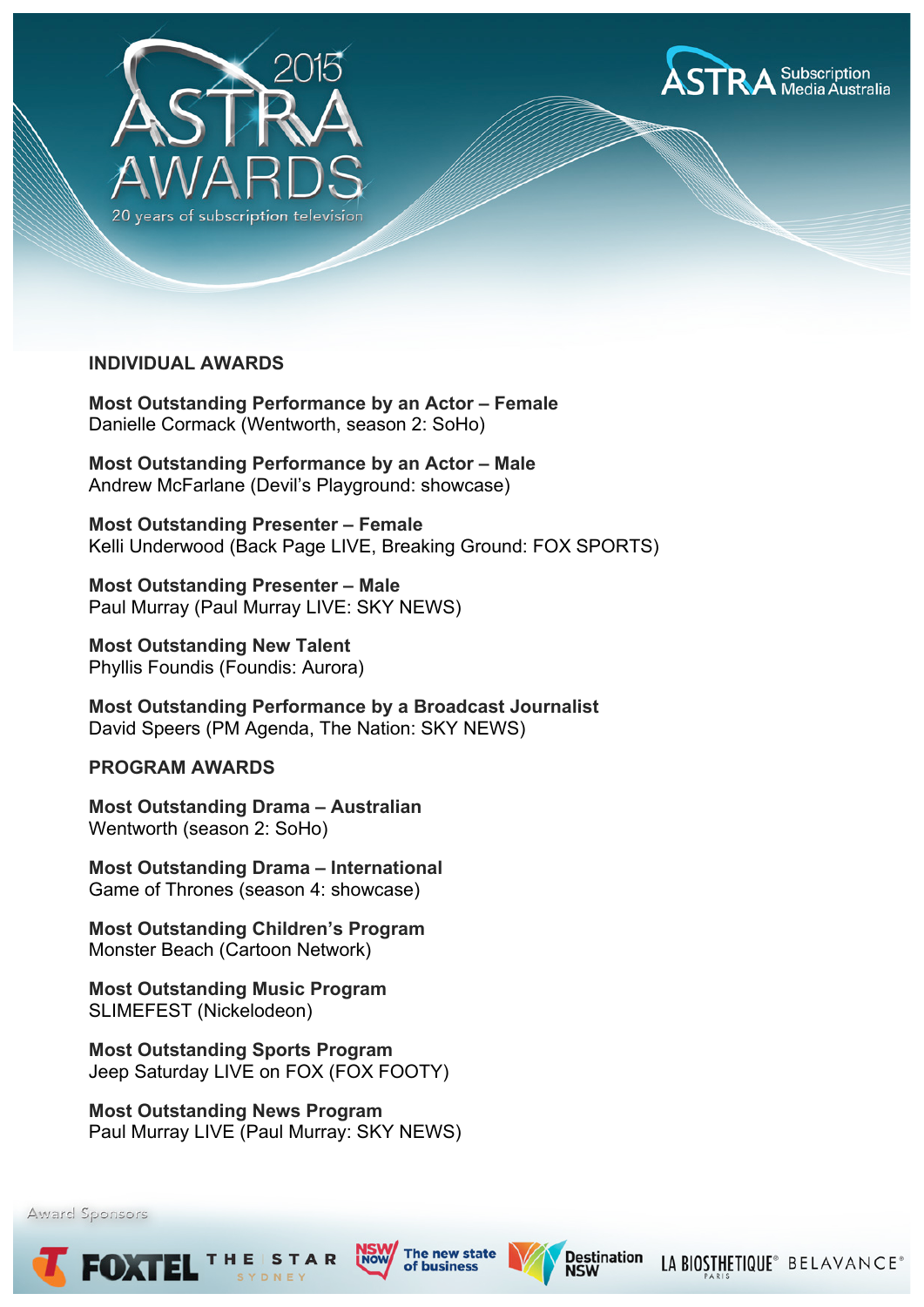## INDIVIDUAL AWARDS

**Most Outstanding Performance by an Actor – Female**
Danielle Cormack (Wentworth, season 2: SoHo)

**Most Outstanding Performance by an Actor – Male**
Andrew McFarlane (Devil's Playground: showcase)

**Most Outstanding Presenter – Female**
Kelli Underwood (Back Page LIVE, Breaking Ground: FOX SPORTS)

**Most Outstanding Presenter – Male**
Paul Murray (Paul Murray LIVE: SKY NEWS)

**Most Outstanding New Talent**
Phyllis Foundis (Foundis: Aurora)

**Most Outstanding Performance by a Broadcast Journalist**
David Speers (PM Agenda, The Nation: SKY NEWS)

## PROGRAM AWARDS

**Most Outstanding Drama – Australian**
Wentworth (season 2: SoHo)

**Most Outstanding Drama – International**
Game of Thrones (season 4: showcase)

**Most Outstanding Children's Program**
Monster Beach (Cartoon Network)

**Most Outstanding Music Program**
SLIMEFEST (Nickelodeon)

**Most Outstanding Sports Program**
Jeep Saturday LIVE on FOX (FOX FOOTY)

**Most Outstanding News Program**
Paul Murray LIVE (Paul Murray: SKY NEWS)

Award Sponsors

FOXTEL · THE STAR SYDNEY · NSW NOW The new state of business · Destination NSW · LA BIOSTHETIQUE PARIS · BELAVANCE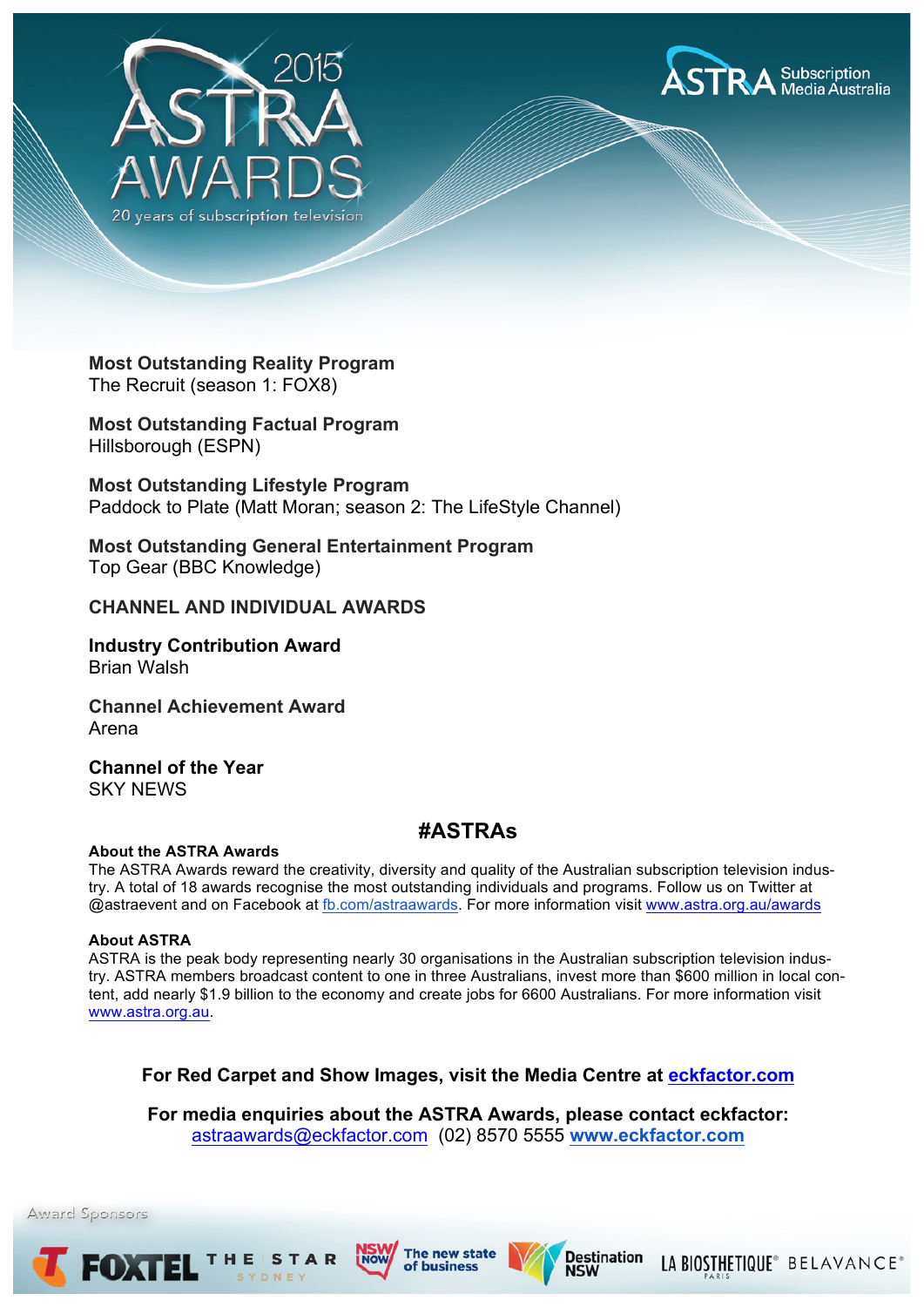**Most Outstanding Reality Program**
The Recruit (season 1: FOX8)

**Most Outstanding Factual Program**
Hillsborough (ESPN)

**Most Outstanding Lifestyle Program**
Paddock to Plate (Matt Moran; season 2: The LifeStyle Channel)

**Most Outstanding General Entertainment Program**
Top Gear (BBC Knowledge)

## CHANNEL AND INDIVIDUAL AWARDS

**Industry Contribution Award**
Brian Walsh

**Channel Achievement Award**
Arena

**Channel of the Year**
SKY NEWS

## #ASTRAs

**About the ASTRA Awards**
The ASTRA Awards reward the creativity, diversity and quality of the Australian subscription television industry. A total of 18 awards recognise the most outstanding individuals and programs. Follow us on Twitter at @astraevent and on Facebook at fb.com/astraawards. For more information visit www.astra.org.au/awards

**About ASTRA**
ASTRA is the peak body representing nearly 30 organisations in the Australian subscription television industry. ASTRA members broadcast content to one in three Australians, invest more than $600 million in local content, add nearly $1.9 billion to the economy and create jobs for 6600 Australians. For more information visit www.astra.org.au.

**For Red Carpet and Show Images, visit the Media Centre at eckfactor.com**

**For media enquiries about the ASTRA Awards, please contact eckfactor:**
astraawards@eckfactor.com (02) 8570 5555 **www.eckfactor.com**

Award Sponsors